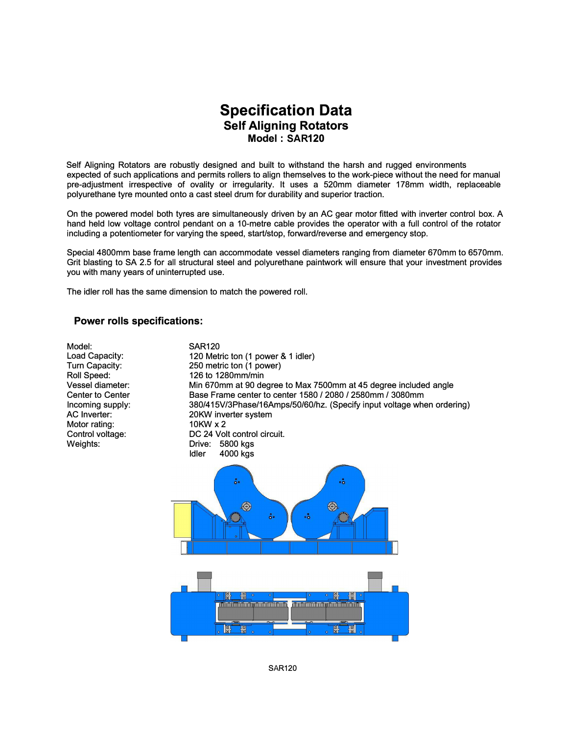# Specification Data

## Self Aligning Rotators

### Model : SAR120

Self Aligning Rotators are robustly designed and built to withstand the harsh and rugged environments expected of such applications and permits rollers to align themselves to the work-piece without the need for manual pre-adjustment irrespective of ovality or irregularity. It uses a 520mm diameter 178mm width, replaceable polyurethane tyre mounted onto a cast steel drum for durability and superior traction.

On the powered model both tyres are simultaneously driven by an AC gear motor fitted with inverter control box. A hand held low voltage control pendant on a 10-metre cable provides the operator with a full control of the rotator including a potentiometer for varying the speed, start/stop, forward/reverse and emergency stop.

Special 4800mm base frame length can accommodate vessel diameters ranging from diameter 670mm to 6570mm. Grit blasting to SA 2.5 for all structural steel and polyurethane paintwork will ensure that your investment provides you with many years of uninterrupted use.

The idler roll has the same dimension to match the powered roll.

## Power rolls specifications:

| | |
|---|---|
| Model: | SAR120 |
| Load Capacity: | 120 Metric ton (1 power & 1 idler) |
| Turn Capacity: | 250 metric ton (1 power) |
| Roll Speed: | 126 to 1280mm/min |
| Vessel diameter: | Min 670mm at 90 degree to Max 7500mm at 45 degree included angle |
| Center to Center | Base Frame center to center 1580 / 2080 / 2580mm / 3080mm |
| Incoming supply: | 380/415V/3Phase/16Amps/50/60/hz. (Specify input voltage when ordering) |
| AC Inverter: | 20KW inverter system |
| Motor rating: | 10KW x 2 |
| Control voltage: | DC 24 Volt control circuit. |
| Weights: | Drive: 5800 kgs |
| | Idler 4000 kgs |

SAR120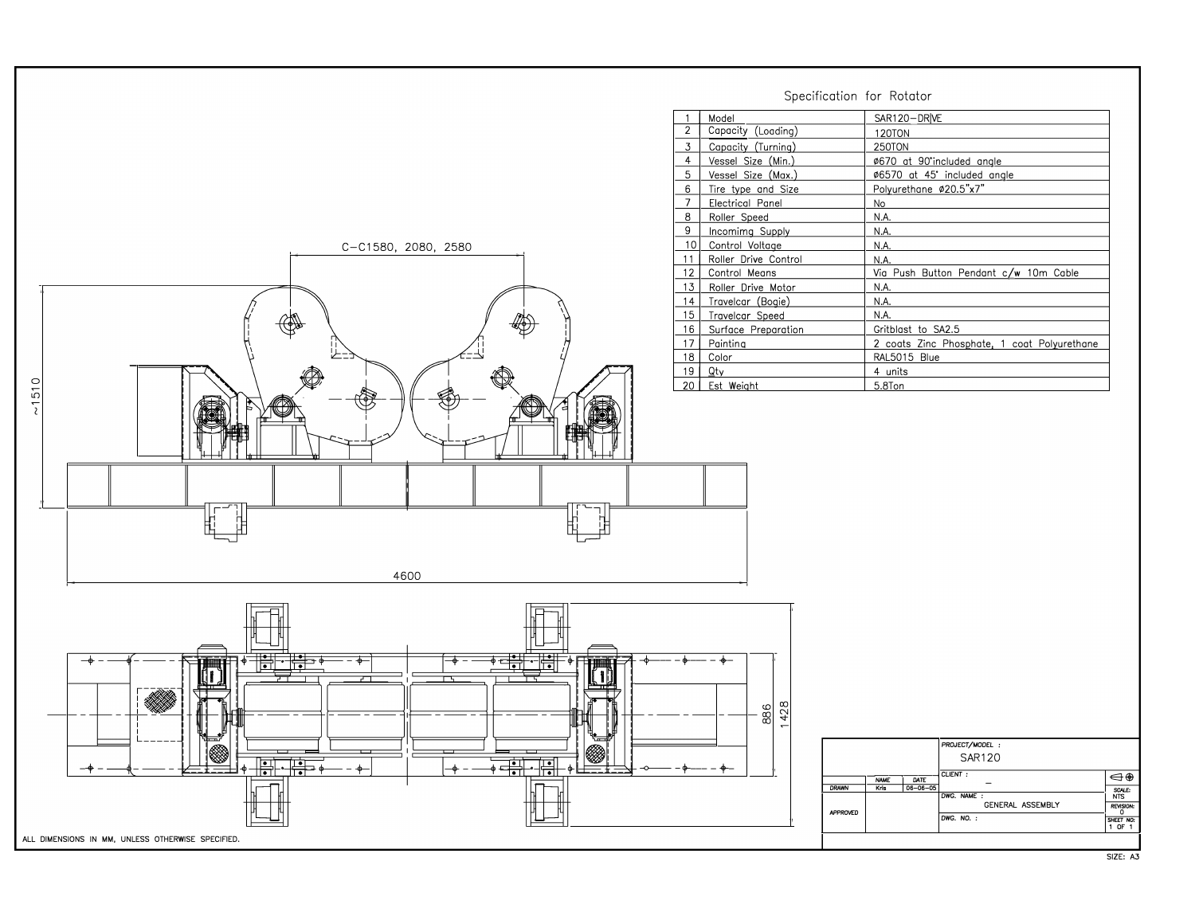## Specification for Rotator

| | | |
|---|---|---|
| 1 | Model | SAR120-DRIVE |
| 2 | Capacity (Loading) | 120TON |
| 3 | Capacity (Turning) | 250TON |
| 4 | Vessel Size (Min.) | ø670 at 90° included angle |
| 5 | Vessel Size (Max.) | ø6570 at 45° included angle |
| 6 | Tire type and Size | Polyurethane ø20.5"x7" |
| 7 | Electrical Panel | No |
| 8 | Roller Speed | N.A. |
| 9 | Incomimg Supply | N.A. |
| 10 | Control Voltage | N.A. |
| 11 | Roller Drive Control | N.A. |
| 12 | Control Means | Via Push Button Pendant c/w 10m Cable |
| 13 | Roller Drive Motor | N.A. |
| 14 | Travelcar (Bogie) | N.A. |
| 15 | Travelcar Speed | N.A. |
| 16 | Surface Preparation | Gritblast to SA2.5 |
| 17 | Painting | 2 coats Zinc Phosphate, 1 coat Polyurethane |
| 18 | Color | RAL5015 Blue |
| 19 | Qty | 4 units |
| 20 | Est Weight | 5.8Ton |

C-C1580, 2080, 2580

~1510

4600

886

1428

ALL DIMENSIONS IN MM, UNLESS OTHERWISE SPECIFIED.

| | NAME | DATE | | |
|---|---|---|---|---|
| | | | PROJECT/MODEL : SAR120 | |
| | | | CLIENT : – | |
| DRAWN | Kris | 06-06-05 | | SCALE: NTS |
| APPROVED | | | DWG. NAME : GENERAL ASSEMBLY | REVISION: 0 |
| | | | DWG. NO. : | SHEET NO: 1 OF 1 |

SIZE: A3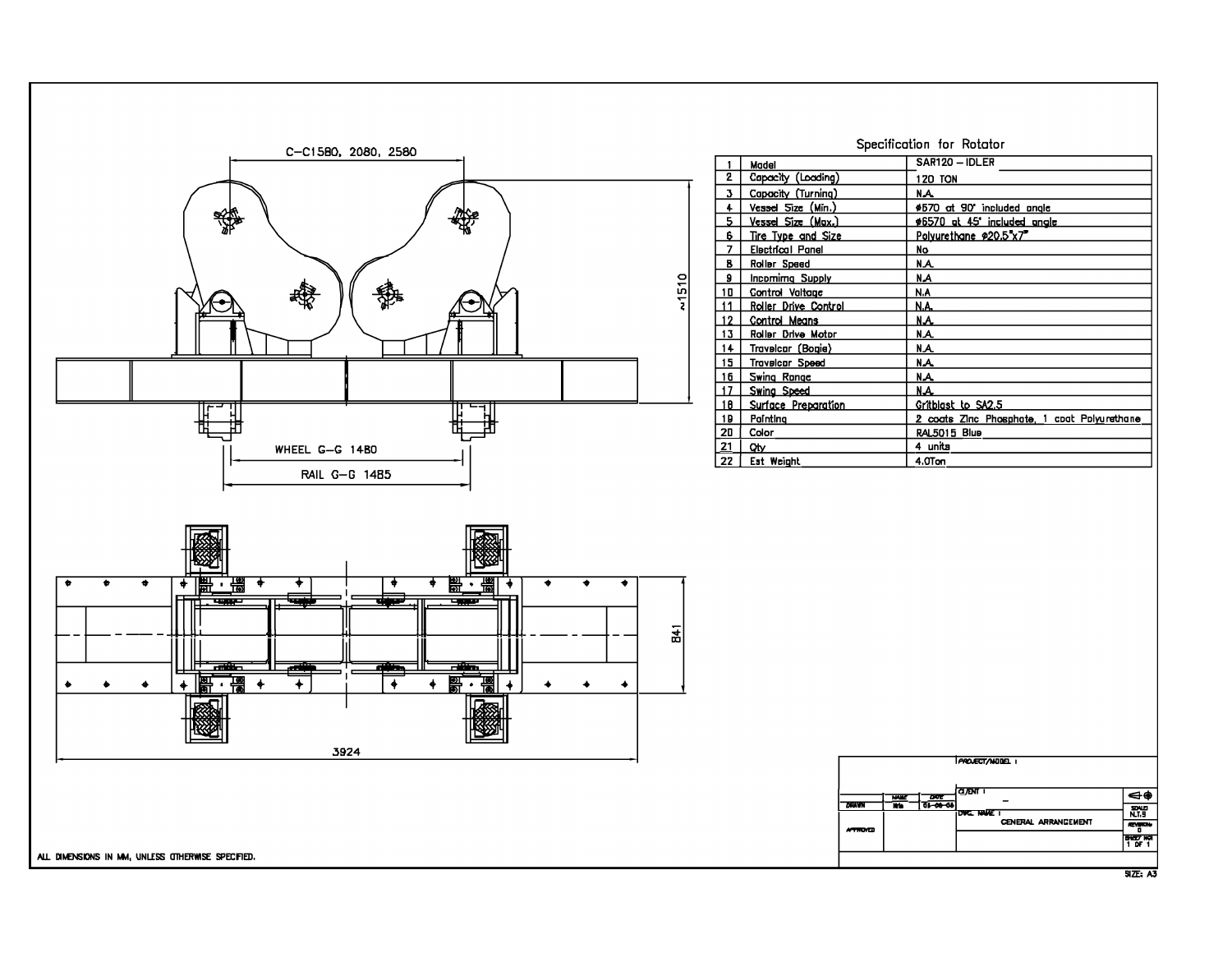C-C1580, 2080, 2580

~1510

WHEEL G-G 1480

RAIL G-G 1485

841

3924

## Specification for Rotator

| | | |
|---|---|---|
| 1 | Model | SAR120 – IDLER |
| 2 | Capacity (Loading) | 120 TON |
| 3 | Capacity (Turning) | N.A. |
| 4 | Vessel Size (Min.) | φ570 at 90° included angle |
| 5 | Vessel Size (Max.) | φ6570 at 45° included angle |
| 6 | Tire Type and Size | Polyurethane φ20.5"x7" |
| 7 | Electrical Panel | No |
| 8 | Roller Speed | N.A. |
| 9 | Incoming Supply | N.A. |
| 10 | Control Voltage | N.A |
| 11 | Roller Drive Control | N.A. |
| 12 | Control Means | N.A. |
| 13 | Roller Drive Motor | N.A. |
| 14 | Travelcar (Bogie) | N.A. |
| 15 | Travelcar Speed | N.A. |
| 16 | Swing Range | N.A. |
| 17 | Swing Speed | N.A. |
| 18 | Surface Preparation | Gritblast to SA2.5 |
| 19 | Painting | 2 coats Zinc Phosphate, 1 coat Polyurethane |
| 20 | Color | RAL5015 Blue |
| 21 | Qty | 4 units |
| 22 | Est Weight | 4.0Ton |

| | | | | | |
|---|---|---|---|---|---|
| | NAME | DATE | PROJECT/MODEL : | | |
| DRAWN | Nis | 01-06-04 | CLIENT : – | | |
| APPROVED | | | DWG. NAME : GENERAL ARRANGEMENT | | SCALE N.T.S |
| | | | | | REVISION 0 |
| | | | | | SHEET NO. 1 OF 1 |

ALL DIMENSIONS IN MM, UNLESS OTHERWISE SPECIFIED.

SIZE: A3